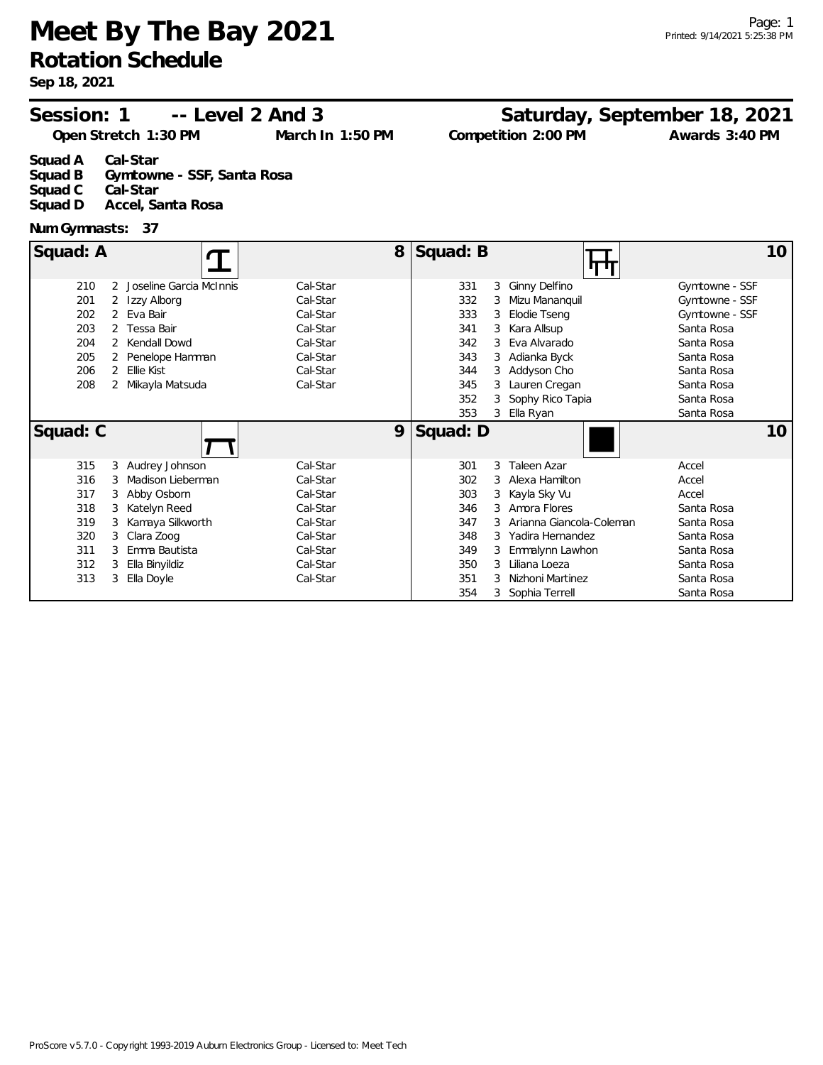# Meet By The Bay 2021

## Rotation Schedule

**Sep 18, 2021**

Printed: 9/14/2021 5:25:38 PM

## Session: 1 -- Level 2 And 3 — Saturday, September 18, 2021

**Open Stretch 1:30 PM** | **March In 1:50 PM** | **Competition 2:00 PM** | **Awards 3:40 PM**

**Squad A** Cal-Star
**Squad B** Gymtowne - SSF, Santa Rosa
**Squad C** Cal-Star
**Squad D** Accel, Santa Rosa

**Num Gymnasts: 37**

### Squad: A (8)

| # | Level | Name | Team |
|---|---|---|---|
| 210 | 2 | Joseline Garcia McInnis | Cal-Star |
| 201 | 2 | Izzy Alborg | Cal-Star |
| 202 | 2 | Eva Bair | Cal-Star |
| 203 | 2 | Tessa Bair | Cal-Star |
| 204 | 2 | Kendall Dowd | Cal-Star |
| 205 | 2 | Penelope Hamman | Cal-Star |
| 206 | 2 | Ellie Kist | Cal-Star |
| 208 | 2 | Mikayla Matsuda | Cal-Star |

### Squad: B (10)

| # | Level | Name | Team |
|---|---|---|---|
| 331 | 3 | Ginny Delfino | Gymtowne - SSF |
| 332 | 3 | Mizu Mananquil | Gymtowne - SSF |
| 333 | 3 | Elodie Tseng | Gymtowne - SSF |
| 341 | 3 | Kara Allsup | Santa Rosa |
| 342 | 3 | Eva Alvarado | Santa Rosa |
| 343 | 3 | Adianka Byck | Santa Rosa |
| 344 | 3 | Addyson Cho | Santa Rosa |
| 345 | 3 | Lauren Cregan | Santa Rosa |
| 352 | 3 | Sophy Rico Tapia | Santa Rosa |
| 353 | 3 | Ella Ryan | Santa Rosa |

### Squad: C (9)

| # | Level | Name | Team |
|---|---|---|---|
| 315 | 3 | Audrey Johnson | Cal-Star |
| 316 | 3 | Madison Lieberman | Cal-Star |
| 317 | 3 | Abby Osborn | Cal-Star |
| 318 | 3 | Katelyn Reed | Cal-Star |
| 319 | 3 | Kamaya Silkworth | Cal-Star |
| 320 | 3 | Clara Zoog | Cal-Star |
| 311 | 3 | Emma Bautista | Cal-Star |
| 312 | 3 | Ella Binyildiz | Cal-Star |
| 313 | 3 | Ella Doyle | Cal-Star |

### Squad: D (10)

| # | Level | Name | Team |
|---|---|---|---|
| 301 | 3 | Taleen Azar | Accel |
| 302 | 3 | Alexa Hamilton | Accel |
| 303 | 3 | Kayla Sky Vu | Accel |
| 346 | 3 | Amora Flores | Santa Rosa |
| 347 | 3 | Arianna Giancola-Coleman | Santa Rosa |
| 348 | 3 | Yadira Hernandez | Santa Rosa |
| 349 | 3 | Emmalynn Lawhon | Santa Rosa |
| 350 | 3 | Liliana Loeza | Santa Rosa |
| 351 | 3 | Nizhoni Martinez | Santa Rosa |
| 354 | 3 | Sophia Terrell | Santa Rosa |

ProScore v5.7.0 - Copyright 1993-2019 Auburn Electronics Group - Licensed to: Meet Tech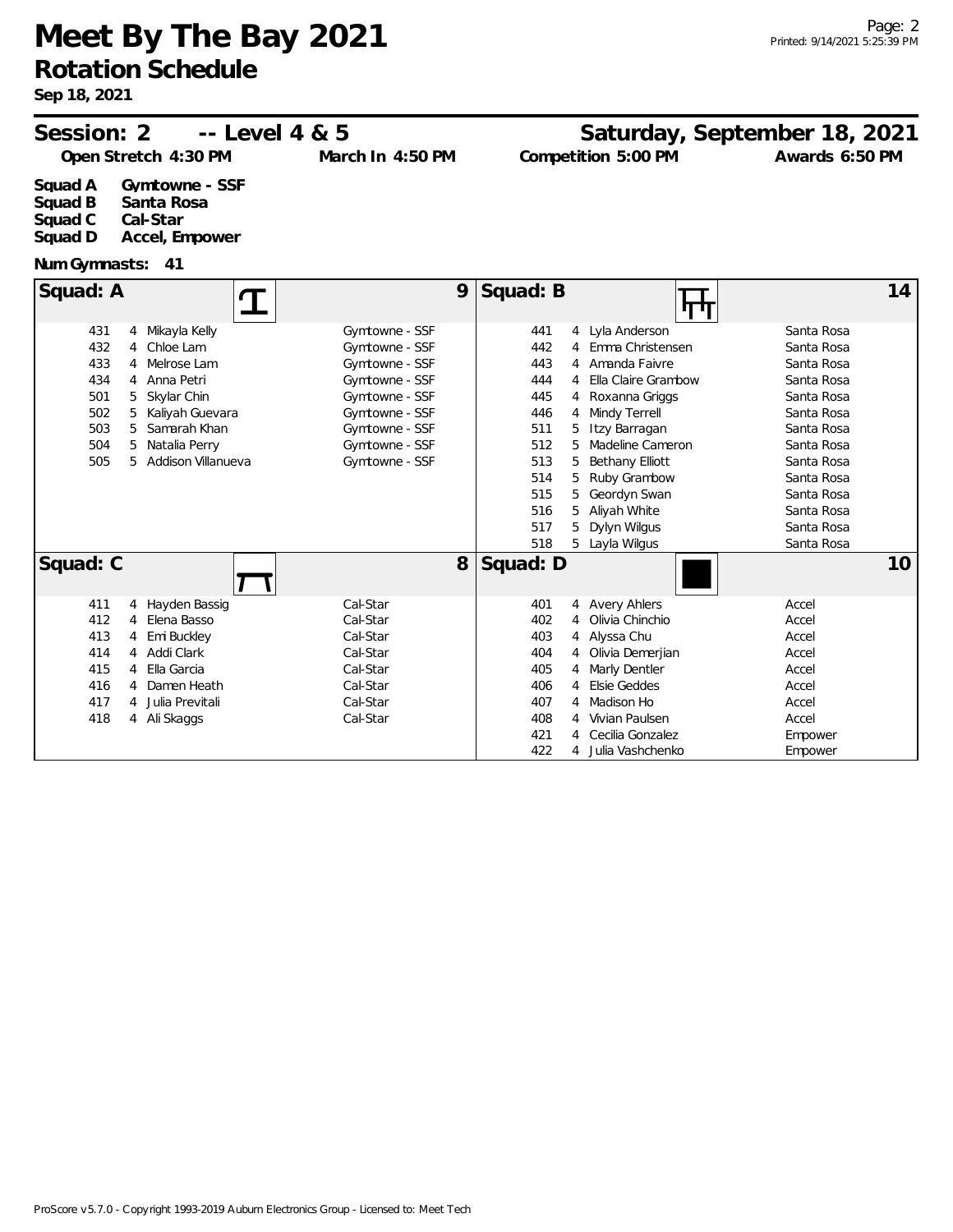# Meet By The Bay 2021

## Rotation Schedule

**Sep 18, 2021**

## Session: 2 -- Level 4 & 5

## Saturday, September 18, 2021

**Open Stretch 4:30 PM** | **March In 4:50 PM** | **Competition 5:00 PM** | **Awards 6:50 PM**

**Squad A** Gymtowne - SSF
**Squad B** Santa Rosa
**Squad C** Cal-Star
**Squad D** Accel, Empower

**Num Gymnasts: 41**

### Squad: A — 9

| | | | |
|---|---|---|---|
| 431 | 4 | Mikayla Kelly | Gymtowne - SSF |
| 432 | 4 | Chloe Lam | Gymtowne - SSF |
| 433 | 4 | Melrose Lam | Gymtowne - SSF |
| 434 | 4 | Anna Petri | Gymtowne - SSF |
| 501 | 5 | Skylar Chin | Gymtowne - SSF |
| 502 | 5 | Kaliyah Guevara | Gymtowne - SSF |
| 503 | 5 | Samarah Khan | Gymtowne - SSF |
| 504 | 5 | Natalia Perry | Gymtowne - SSF |
| 505 | 5 | Addison Villanueva | Gymtowne - SSF |

### Squad: B — 14

| | | | |
|---|---|---|---|
| 441 | 4 | Lyla Anderson | Santa Rosa |
| 442 | 4 | Emma Christensen | Santa Rosa |
| 443 | 4 | Amanda Faivre | Santa Rosa |
| 444 | 4 | Ella Claire Grambow | Santa Rosa |
| 445 | 4 | Roxanna Griggs | Santa Rosa |
| 446 | 4 | Mindy Terrell | Santa Rosa |
| 511 | 5 | Itzy Barragan | Santa Rosa |
| 512 | 5 | Madeline Cameron | Santa Rosa |
| 513 | 5 | Bethany Elliott | Santa Rosa |
| 514 | 5 | Ruby Grambow | Santa Rosa |
| 515 | 5 | Geordyn Swan | Santa Rosa |
| 516 | 5 | Aliyah White | Santa Rosa |
| 517 | 5 | Dylyn Wilgus | Santa Rosa |
| 518 | 5 | Layla Wilgus | Santa Rosa |

### Squad: C — 8

| | | | |
|---|---|---|---|
| 411 | 4 | Hayden Bassig | Cal-Star |
| 412 | 4 | Elena Basso | Cal-Star |
| 413 | 4 | Emi Buckley | Cal-Star |
| 414 | 4 | Addi Clark | Cal-Star |
| 415 | 4 | Ella Garcia | Cal-Star |
| 416 | 4 | Damen Heath | Cal-Star |
| 417 | 4 | Julia Previtali | Cal-Star |
| 418 | 4 | Ali Skaggs | Cal-Star |

### Squad: D — 10

| | | | |
|---|---|---|---|
| 401 | 4 | Avery Ahlers | Accel |
| 402 | 4 | Olivia Chinchio | Accel |
| 403 | 4 | Alyssa Chu | Accel |
| 404 | 4 | Olivia Demerjian | Accel |
| 405 | 4 | Marly Dentler | Accel |
| 406 | 4 | Elsie Geddes | Accel |
| 407 | 4 | Madison Ho | Accel |
| 408 | 4 | Vivian Paulsen | Accel |
| 421 | 4 | Cecilia Gonzalez | Empower |
| 422 | 4 | Julia Vashchenko | Empower |